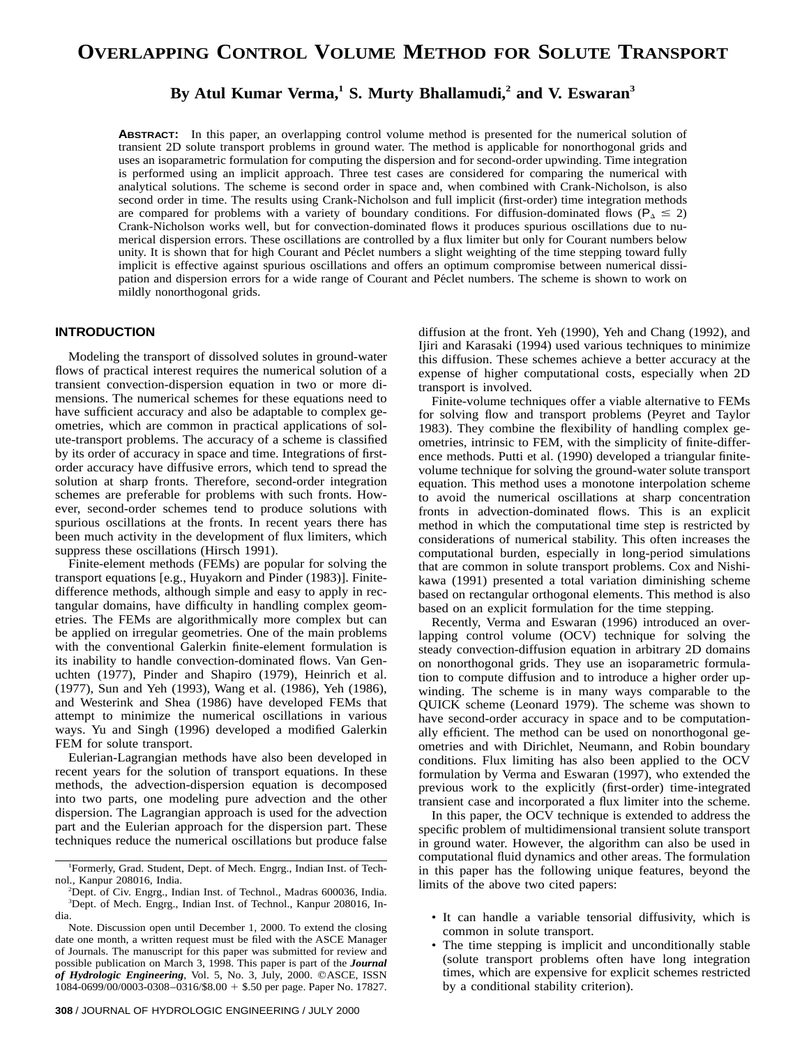# Overlapping Control Volume Method for Solute Transport

**By Atul Kumar Verma,[1] S. Murty Bhallamudi,[2] and V. Eswaran[3]**

**Abstract:** In this paper, an overlapping control volume method is presented for the numerical solution of transient 2D solute transport problems in ground water. The method is applicable for nonorthogonal grids and uses an isoparametric formulation for computing the dispersion and for second-order upwinding. Time integration is performed using an implicit approach. Three test cases are considered for comparing the numerical with analytical solutions. The scheme is second order in space and, when combined with Crank-Nicholson, is also second order in time. The results using Crank-Nicholson and full implicit (first-order) time integration methods are compared for problems with a variety of boundary conditions. For diffusion-dominated flows ($P_\Delta \leq 2$) Crank-Nicholson works well, but for convection-dominated flows it produces spurious oscillations due to numerical dispersion errors. These oscillations are controlled by a flux limiter but only for Courant numbers below unity. It is shown that for high Courant and Péclet numbers a slight weighting of the time stepping toward fully implicit is effective against spurious oscillations and offers an optimum compromise between numerical dissipation and dispersion errors for a wide range of Courant and Péclet numbers. The scheme is shown to work on mildly nonorthogonal grids.

## INTRODUCTION

Modeling the transport of dissolved solutes in ground-water flows of practical interest requires the numerical solution of a transient convection-dispersion equation in two or more dimensions. The numerical schemes for these equations need to have sufficient accuracy and also be adaptable to complex geometries, which are common in practical applications of solute-transport problems. The accuracy of a scheme is classified by its order of accuracy in space and time. Integrations of first-order accuracy have diffusive errors, which tend to spread the solution at sharp fronts. Therefore, second-order integration schemes are preferable for problems with such fronts. However, second-order schemes tend to produce solutions with spurious oscillations at the fronts. In recent years there has been much activity in the development of flux limiters, which suppress these oscillations (Hirsch 1991).

Finite-element methods (FEMs) are popular for solving the transport equations [e.g., Huyakorn and Pinder (1983)]. Finite-difference methods, although simple and easy to apply in rectangular domains, have difficulty in handling complex geometries. The FEMs are algorithmically more complex but can be applied on irregular geometries. One of the main problems with the conventional Galerkin finite-element formulation is its inability to handle convection-dominated flows. Van Genuchten (1977), Pinder and Shapiro (1979), Heinrich et al. (1977), Sun and Yeh (1993), Wang et al. (1986), Yeh (1986), and Westerink and Shea (1986) have developed FEMs that attempt to minimize the numerical oscillations in various ways. Yu and Singh (1996) developed a modified Galerkin FEM for solute transport.

Eulerian-Lagrangian methods have also been developed in recent years for the solution of transport equations. In these methods, the advection-dispersion equation is decomposed into two parts, one modeling pure advection and the other dispersion. The Lagrangian approach is used for the advection part and the Eulerian approach for the dispersion part. These techniques reduce the numerical oscillations but produce false diffusion at the front. Yeh (1990), Yeh and Chang (1992), and Ijiri and Karasaki (1994) used various techniques to minimize this diffusion. These schemes achieve a better accuracy at the expense of higher computational costs, especially when 2D transport is involved.

Finite-volume techniques offer a viable alternative to FEMs for solving flow and transport problems (Peyret and Taylor 1983). They combine the flexibility of handling complex geometries, intrinsic to FEM, with the simplicity of finite-difference methods. Putti et al. (1990) developed a triangular finite-volume technique for solving the ground-water solute transport equation. This method uses a monotone interpolation scheme to avoid the numerical oscillations at sharp concentration fronts in advection-dominated flows. This is an explicit method in which the computational time step is restricted by considerations of numerical stability. This often increases the computational burden, especially in long-period simulations that are common in solute transport problems. Cox and Nishikawa (1991) presented a total variation diminishing scheme based on rectangular orthogonal elements. This method is also based on an explicit formulation for the time stepping.

Recently, Verma and Eswaran (1996) introduced an overlapping control volume (OCV) technique for solving the steady convection-diffusion equation in arbitrary 2D domains on nonorthogonal grids. They use an isoparametric formulation to compute diffusion and to introduce a higher order upwinding. The scheme is in many ways comparable to the QUICK scheme (Leonard 1979). The scheme was shown to have second-order accuracy in space and to be computationally efficient. The method can be used on nonorthogonal geometries and with Dirichlet, Neumann, and Robin boundary conditions. Flux limiting has also been applied to the OCV formulation by Verma and Eswaran (1997), who extended the previous work to the explicitly (first-order) time-integrated transient case and incorporated a flux limiter into the scheme.

In this paper, the OCV technique is extended to address the specific problem of multidimensional transient solute transport in ground water. However, the algorithm can also be used in computational fluid dynamics and other areas. The formulation in this paper has the following unique features, beyond the limits of the above two cited papers:

- It can handle a variable tensorial diffusivity, which is common in solute transport.
- The time stepping is implicit and unconditionally stable (solute transport problems often have long integration times, which are expensive for explicit schemes restricted by a conditional stability criterion).

---

[1] Formerly, Grad. Student, Dept. of Mech. Engrg., Indian Inst. of Technol., Kanpur 208016, India.
[2] Dept. of Civ. Engrg., Indian Inst. of Technol., Madras 600036, India.
[3] Dept. of Mech. Engrg., Indian Inst. of Technol., Kanpur 208016, India.

Note. Discussion open until December 1, 2000. To extend the closing date one month, a written request must be filed with the ASCE Manager of Journals. The manuscript for this paper was submitted for review and possible publication on March 3, 1998. This paper is part of the ***Journal of Hydrologic Engineering***, Vol. 5, No. 3, July, 2000. ©ASCE, ISSN 1084-0699/00/0003-0308–0316/$8.00 + $.50 per page. Paper No. 17827.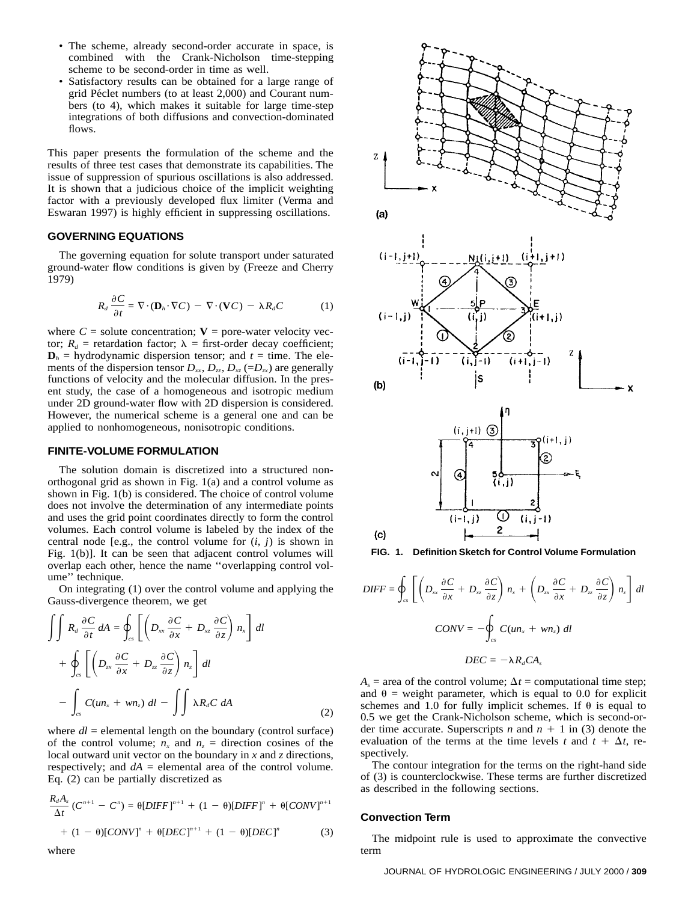- The scheme, already second-order accurate in space, is combined with the Crank-Nicholson time-stepping scheme to be second-order in time as well.
- Satisfactory results can be obtained for a large range of grid Péclet numbers (to at least 2,000) and Courant numbers (to 4), which makes it suitable for large time-step integrations of both diffusions and convection-dominated flows.

This paper presents the formulation of the scheme and the results of three test cases that demonstrate its capabilities. The issue of suppression of spurious oscillations is also addressed. It is shown that a judicious choice of the implicit weighting factor with a previously developed flux limiter (Verma and Eswaran 1997) is highly efficient in suppressing oscillations.

## GOVERNING EQUATIONS

The governing equation for solute transport under saturated ground-water flow conditions is given by (Freeze and Cherry 1979)

$$R_d \frac{\partial C}{\partial t} = \nabla \cdot (\mathbf{D}_h \cdot \nabla C) - \nabla \cdot (\mathbf{V}C) - \lambda R_d C \tag{1}$$

where $C$ = solute concentration; $\mathbf{V}$ = pore-water velocity vector; $R_d$ = retardation factor; $\lambda$ = first-order decay coefficient; $\mathbf{D}_h$ = hydrodynamic dispersion tensor; and $t$ = time. The elements of the dispersion tensor $D_{xx}$, $D_{zz}$, $D_{xz}$ (=$D_{zx}$) are generally functions of velocity and the molecular diffusion. In the present study, the case of a homogeneous and isotropic medium under 2D ground-water flow with 2D dispersion is considered. However, the numerical scheme is a general one and can be applied to nonhomogeneous, nonisotropic conditions.

## FINITE-VOLUME FORMULATION

The solution domain is discretized into a structured nonorthogonal grid as shown in Fig. 1(a) and a control volume as shown in Fig. 1(b) is considered. The choice of control volume does not involve the determination of any intermediate points and uses the grid point coordinates directly to form the control volumes. Each control volume is labeled by the index of the central node [e.g., the control volume for ($i$, $j$) is shown in Fig. 1(b)]. It can be seen that adjacent control volumes will overlap each other, hence the name ''overlapping control volume'' technique.

On integrating (1) over the control volume and applying the Gauss-divergence theorem, we get

$$\iint R_d \frac{\partial C}{\partial t}\, dA = \oint_{cs} \left[ \left( D_{xx} \frac{\partial C}{\partial x} + D_{xz} \frac{\partial C}{\partial z} \right) n_x \right] dl + \oint_{cs} \left[ \left( D_{zx} \frac{\partial C}{\partial x} + D_{zz} \frac{\partial C}{\partial z} \right) n_z \right] dl - \int_{cs} C(un_x + wn_z)\, dl - \iint \lambda R_d C\, dA \tag{2}$$

where $dl$ = elemental length on the boundary (control surface) of the control volume; $n_x$ and $n_z$ = direction cosines of the local outward unit vector on the boundary in $x$ and $z$ directions, respectively; and $dA$ = elemental area of the control volume. Eq. (2) can be partially discretized as

$$\frac{R_d A_s}{\Delta t}(C^{n+1} - C^n) = \theta[DIFF]^{n+1} + (1-\theta)[DIFF]^n + \theta[CONV]^{n+1} + (1-\theta)[CONV]^n + \theta[DEC]^{n+1} + (1-\theta)[DEC]^n \tag{3}$$

where

FIG. 1. Definition Sketch for Control Volume Formulation

$$DIFF = \oint_{cs} \left[ \left( D_{xx} \frac{\partial C}{\partial x} + D_{xz} \frac{\partial C}{\partial z} \right) n_x + \left( D_{zx} \frac{\partial C}{\partial x} + D_{zz} \frac{\partial C}{\partial z} \right) n_z \right] dl$$

$$CONV = -\oint_{cs} C(un_x + wn_z)\, dl$$

$$DEC = -\lambda R_d C A_s$$

$A_s$ = area of the control volume; $\Delta t$ = computational time step; and $\theta$ = weight parameter, which is equal to 0.0 for explicit schemes and 1.0 for fully implicit schemes. If $\theta$ is equal to 0.5 we get the Crank-Nicholson scheme, which is second-order time accurate. Superscripts $n$ and $n+1$ in (3) denote the evaluation of the terms at the time levels $t$ and $t + \Delta t$, respectively.

The contour integration for the terms on the right-hand side of (3) is counterclockwise. These terms are further discretized as described in the following sections.

### Convection Term

The midpoint rule is used to approximate the convective term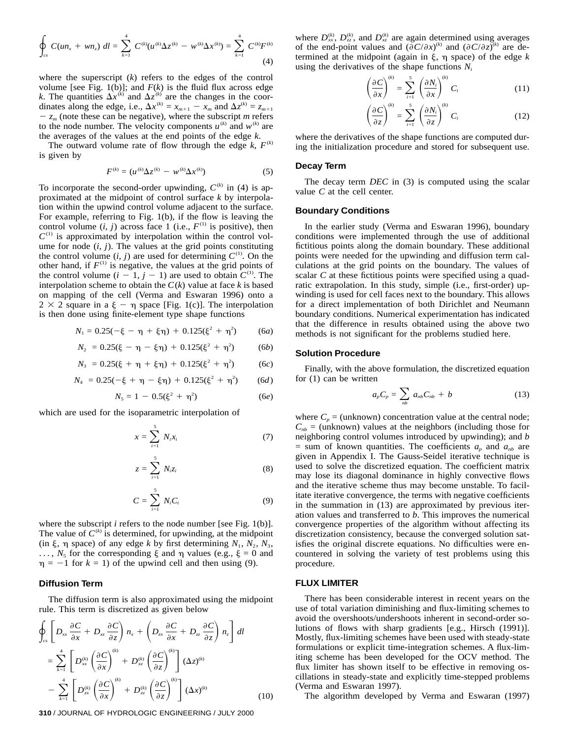$$\oint_{cs} C(un_x + wn_z)\, dl = \sum_{k=1}^{4} C^{(k)}(u^{(k)}\Delta z^{(k)} - w^{(k)}\Delta x^{(k)}) = \sum_{k=1}^{4} C^{(k)}F^{(k)} \tag{4}$$

where the superscript ($k$) refers to the edges of the control volume [see Fig. 1(b)]; and $F(k)$ is the fluid flux across edge $k$. The quantities $\Delta x^{(k)}$ and $\Delta z^{(k)}$ are the changes in the coordinates along the edge, i.e., $\Delta x^{(k)} = x_{m+1} - x_m$ and $\Delta z^{(k)} = z_{m+1} - z_m$ (note these can be negative), where the subscript $m$ refers to the node number. The velocity components $u^{(k)}$ and $w^{(k)}$ are the averages of the values at the end points of the edge $k$.

The outward volume rate of flow through the edge $k$, $F^{(k)}$ is given by

$$F^{(k)} = (u^{(k)}\Delta z^{(k)} - w^{(k)}\Delta x^{(k)}) \tag{5}$$

To incorporate the second-order upwinding, $C^{(k)}$ in (4) is approximated at the midpoint of control surface $k$ by interpolation within the upwind control volume adjacent to the surface. For example, referring to Fig. 1(b), if the flow is leaving the control volume ($i$, $j$) across face 1 (i.e., $F^{(1)}$ is positive), then $C^{(1)}$ is approximated by interpolation within the control volume for node ($i$, $j$). The values at the grid points constituting the control volume ($i$, $j$) are used for determining $C^{(1)}$. On the other hand, if $F^{(1)}$ is negative, the values at the grid points of the control volume ($i - 1$, $j - 1$) are used to obtain $C^{(1)}$. The interpolation scheme to obtain the $C(k)$ value at face $k$ is based on mapping of the cell (Verma and Eswaran 1996) onto a $2 \times 2$ square in a $\xi - \eta$ space [Fig. 1(c)]. The interpolation is then done using finite-element type shape functions

$$N_1 = 0.25(-\xi - \eta + \xi\eta) + 0.125(\xi^2 + \eta^2) \tag{6a}$$

$$N_2 = 0.25(\xi - \eta - \xi\eta) + 0.125(\xi^2 + \eta^2) \tag{6b}$$

$$N_3 = 0.25(\xi + \eta + \xi\eta) + 0.125(\xi^2 + \eta^2) \tag{6c}$$

$$N_4 = 0.25(-\xi + \eta - \xi\eta) + 0.125(\xi^2 + \eta^2) \tag{6d}$$

$$N_5 = 1 - 0.5(\xi^2 + \eta^2) \tag{6e}$$

which are used for the isoparametric interpolation of

$$x = \sum_{i=1}^{5} N_i x_i \tag{7}$$

$$z = \sum_{i=1}^{5} N_i z_i \tag{8}$$

$$C = \sum_{i=1}^{5} N_i C_i \tag{9}$$

where the subscript $i$ refers to the node number [see Fig. 1(b)]. The value of $C^{(k)}$ is determined, for upwinding, at the midpoint (in $\xi$, $\eta$ space) of any edge $k$ by first determining $N_1$, $N_2$, $N_3$, $\ldots$, $N_5$ for the corresponding $\xi$ and $\eta$ values (e.g., $\xi = 0$ and $\eta = -1$ for $k = 1$) of the upwind cell and then using (9).

### Diffusion Term

The diffusion term is also approximated using the midpoint rule. This term is discretized as given below

$$\oint_{cs} \left[ \left( D_{xx}\frac{\partial C}{\partial x} + D_{xz}\frac{\partial C}{\partial z} \right) n_x + \left( D_{zx}\frac{\partial C}{\partial x} + D_{zz}\frac{\partial C}{\partial z} \right) n_z \right] dl$$

$$= \sum_{k=1}^{4} \left[ D_{xx}^{(k)} \left(\frac{\partial C}{\partial x}\right)^{(k)} + D_{xz}^{(k)} \left(\frac{\partial C}{\partial z}\right)^{(k)} \right] (\Delta z)^{(k)}$$

$$- \sum_{k=1}^{4} \left[ D_{zx}^{(k)} \left(\frac{\partial C}{\partial x}\right)^{(k)} + D_{zz}^{(k)} \left(\frac{\partial C}{\partial z}\right)^{(k)} \right] (\Delta x)^{(k)} \tag{10}$$

where $D_{xx}^{(k)}$, $D_{zz}^{(k)}$, and $D_{xz}^{(k)}$ are again determined using averages of the end-point values and $(\partial C/\partial x)^{(k)}$ and $(\partial C/\partial z)^{(k)}$ are determined at the midpoint (again in $\xi$, $\eta$ space) of the edge $k$ using the derivatives of the shape functions $N_i$

$$\left(\frac{\partial C}{\partial x}\right)^{(k)} = \sum_{i=1}^{5} \left(\frac{\partial N_i}{\partial x}\right)^{(k)} C_i \tag{11}$$

$$\left(\frac{\partial C}{\partial z}\right)^{(k)} = \sum_{i=1}^{5} \left(\frac{\partial N_i}{\partial z}\right)^{(k)} C_i \tag{12}$$

where the derivatives of the shape functions are computed during the initialization procedure and stored for subsequent use.

### Decay Term

The decay term $DEC$ in (3) is computed using the scalar value $C$ at the cell center.

### Boundary Conditions

In the earlier study (Verma and Eswaran 1996), boundary conditions were implemented through the use of additional fictitious points along the domain boundary. These additional points were needed for the upwinding and diffusion term calculations at the grid points on the boundary. The values of scalar $C$ at these fictitious points were specified using a quadratic extrapolation. In this study, simple (i.e., first-order) upwinding is used for cell faces next to the boundary. This allows for a direct implementation of both Dirichlet and Neumann boundary conditions. Numerical experimentation has indicated that the difference in results obtained using the above two methods is not significant for the problems studied here.

### Solution Procedure

Finally, with the above formulation, the discretized equation for (1) can be written

$$a_P C_P = \sum_{nb} a_{nb} C_{nb} + b \tag{13}$$

where $C_p$ = (unknown) concentration value at the central node; $C_{nb}$ = (unknown) values at the neighbors (including those for neighboring control volumes introduced by upwinding); and $b$ = sum of known quantities. The coefficients $a_p$ and $a_{nb}$ are given in Appendix I. The Gauss-Seidel iterative technique is used to solve the discretized equation. The coefficient matrix may lose its diagonal dominance in highly convective flows and the iterative scheme thus may become unstable. To facilitate iterative convergence, the terms with negative coefficients in the summation in (13) are approximated by previous iteration values and transferred to $b$. This improves the numerical convergence properties of the algorithm without affecting its discretization consistency, because the converged solution satisfies the original discrete equations. No difficulties were encountered in solving the variety of test problems using this procedure.

## FLUX LIMITER

There has been considerable interest in recent years on the use of total variation diminishing and flux-limiting schemes to avoid the overshoots/undershoots inherent in second-order solutions of flows with sharp gradients [e.g., Hirsch (1991)]. Mostly, flux-limiting schemes have been used with steady-state formulations or explicit time-integration schemes. A flux-limiting scheme has been developed for the OCV method. The flux limiter has shown itself to be effective in removing oscillations in steady-state and explicitly time-stepped problems (Verma and Eswaran 1997).

The algorithm developed by Verma and Eswaran (1997)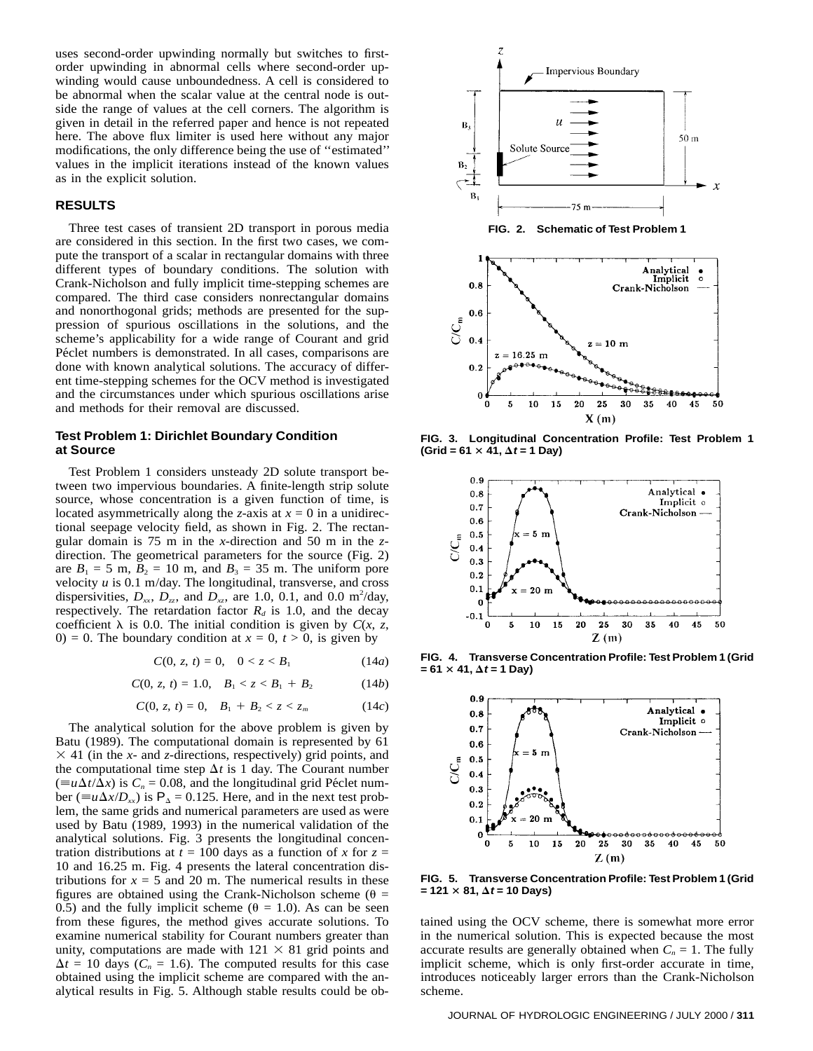uses second-order upwinding normally but switches to first-order upwinding in abnormal cells where second-order upwinding would cause unboundedness. A cell is considered to be abnormal when the scalar value at the central node is outside the range of values at the cell corners. The algorithm is given in detail in the referred paper and hence is not repeated here. The above flux limiter is used here without any major modifications, the only difference being the use of ''estimated'' values in the implicit iterations instead of the known values as in the explicit solution.

## RESULTS

Three test cases of transient 2D transport in porous media are considered in this section. In the first two cases, we compute the transport of a scalar in rectangular domains with three different types of boundary conditions. The solution with Crank-Nicholson and fully implicit time-stepping schemes are compared. The third case considers nonrectangular domains and nonorthogonal grids; methods are presented for the suppression of spurious oscillations in the solutions, and the scheme's applicability for a wide range of Courant and grid Péclet numbers is demonstrated. In all cases, comparisons are done with known analytical solutions. The accuracy of different time-stepping schemes for the OCV method is investigated and the circumstances under which spurious oscillations arise and methods for their removal are discussed.

### Test Problem 1: Dirichlet Boundary Condition at Source

Test Problem 1 considers unsteady 2D solute transport between two impervious boundaries. A finite-length strip solute source, whose concentration is a given function of time, is located asymmetrically along the $z$-axis at $x = 0$ in a unidirectional seepage velocity field, as shown in Fig. 2. The rectangular domain is 75 m in the $x$-direction and 50 m in the $z$-direction. The geometrical parameters for the source (Fig. 2) are $B_1 = 5$ m, $B_2 = 10$ m, and $B_3 = 35$ m. The uniform pore velocity $u$ is 0.1 m/day. The longitudinal, transverse, and cross dispersivities, $D_{xx}$, $D_{zz}$, and $D_{xz}$, are 1.0, 0.1, and 0.0 m$^2$/day, respectively. The retardation factor $R_d$ is 1.0, and the decay coefficient $\lambda$ is 0.0. The initial condition is given by $C(x, z, 0) = 0$. The boundary condition at $x = 0$, $t > 0$, is given by

$$C(0, z, t) = 0, \quad 0 < z < B_1 \tag{14a}$$

$$C(0, z, t) = 1.0, \quad B_1 < z < B_1 + B_2 \tag{14b}$$

$$C(0, z, t) = 0, \quad B_1 + B_2 < z < z_m \tag{14c}$$

The analytical solution for the above problem is given by Batu (1989). The computational domain is represented by 61 $\times$ 41 (in the $x$- and $z$-directions, respectively) grid points, and the computational time step $\Delta t$ is 1 day. The Courant number ($\equiv u\Delta t/\Delta x$) is $C_n = 0.08$, and the longitudinal grid Péclet number ($\equiv u\Delta x/D_{xx}$) is $P_\Delta = 0.125$. Here, and in the next test problem, the same grids and numerical parameters are used as were used by Batu (1989, 1993) in the numerical validation of the analytical solutions. Fig. 3 presents the longitudinal concentration distributions at $t = 100$ days as a function of $x$ for $z = 10$ and 16.25 m. Fig. 4 presents the lateral concentration distributions for $x = 5$ and 20 m. The numerical results in these figures are obtained using the Crank-Nicholson scheme ($\theta = 0.5$) and the fully implicit scheme ($\theta = 1.0$). As can be seen from these figures, the method gives accurate solutions. To examine numerical stability for Courant numbers greater than unity, computations are made with 121 $\times$ 81 grid points and $\Delta t = 10$ days ($C_n = 1.6$). The computed results for this case obtained using the implicit scheme are compared with the analytical results in Fig. 5. Although stable results could be obtained using the OCV scheme, there is somewhat more error in the numerical solution. This is expected because the most accurate results are generally obtained when $C_n = 1$. The fully implicit scheme, which is only first-order accurate in time, introduces noticeably larger errors than the Crank-Nicholson scheme.

**FIG. 2. Schematic of Test Problem 1**

**FIG. 3. Longitudinal Concentration Profile: Test Problem 1 (Grid = 61 $\times$ 41, $\Delta t$ = 1 Day)**

**FIG. 4. Transverse Concentration Profile: Test Problem 1 (Grid = 61 $\times$ 41, $\Delta t$ = 1 Day)**

**FIG. 5. Transverse Concentration Profile: Test Problem 1 (Grid = 121 $\times$ 81, $\Delta t$ = 10 Days)**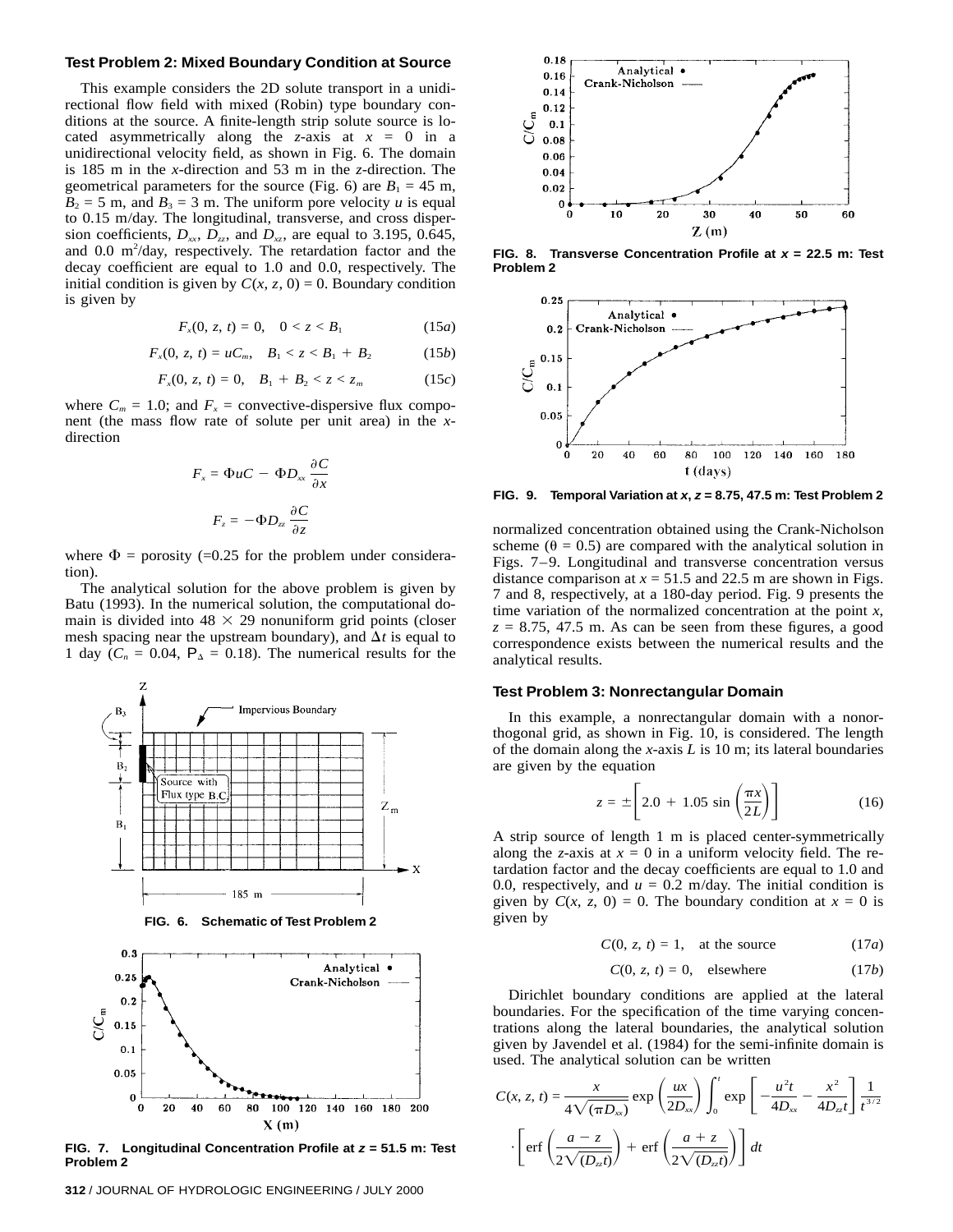### Test Problem 2: Mixed Boundary Condition at Source

This example considers the 2D solute transport in a unidirectional flow field with mixed (Robin) type boundary conditions at the source. A finite-length strip solute source is located asymmetrically along the *z*-axis at $x = 0$ in a unidirectional velocity field, as shown in Fig. 6. The domain is 185 m in the *x*-direction and 53 m in the *z*-direction. The geometrical parameters for the source (Fig. 6) are $B_1 = 45$ m, $B_2 = 5$ m, and $B_3 = 3$ m. The uniform pore velocity *u* is equal to 0.15 m/day. The longitudinal, transverse, and cross dispersion coefficients, $D_{xx}$, $D_{zz}$, and $D_{xz}$, are equal to 3.195, 0.645, and 0.0 $m^2$/day, respectively. The retardation factor and the decay coefficient are equal to 1.0 and 0.0, respectively. The initial condition is given by $C(x, z, 0) = 0$. Boundary condition is given by

$$F_x(0, z, t) = 0, \quad 0 < z < B_1 \tag{15a}$$

$$F_x(0, z, t) = uC_m, \quad B_1 < z < B_1 + B_2 \tag{15b}$$

$$F_x(0, z, t) = 0, \quad B_1 + B_2 < z < z_m \tag{15c}$$

where $C_m = 1.0$; and $F_x$ = convective-dispersive flux component (the mass flow rate of solute per unit area) in the *x*-direction

$$F_x = \Phi u C - \Phi D_{xx} \frac{\partial C}{\partial x}$$

$$F_z = -\Phi D_{zz} \frac{\partial C}{\partial z}$$

where $\Phi$ = porosity (=0.25 for the problem under consideration).

The analytical solution for the above problem is given by Batu (1993). In the numerical solution, the computational domain is divided into $48 \times 29$ nonuniform grid points (closer mesh spacing near the upstream boundary), and $\Delta t$ is equal to 1 day ($C_n = 0.04$, $P_\Delta = 0.18$). The numerical results for the normalized concentration obtained using the Crank-Nicholson scheme ($\theta = 0.5$) are compared with the analytical solution in Figs. 7–9. Longitudinal and transverse concentration versus distance comparison at $x = 51.5$ and 22.5 m are shown in Figs. 7 and 8, respectively, at a 180-day period. Fig. 9 presents the time variation of the normalized concentration at the point *x*, $z = 8.75$, 47.5 m. As can be seen from these figures, a good correspondence exists between the numerical results and the analytical results.

**FIG. 6. Schematic of Test Problem 2**

**FIG. 7. Longitudinal Concentration Profile at $z = 51.5$ m: Test Problem 2**

**FIG. 8. Transverse Concentration Profile at $x = 22.5$ m: Test Problem 2**

**FIG. 9. Temporal Variation at $x$, $z = 8.75$, 47.5 m: Test Problem 2**

### Test Problem 3: Nonrectangular Domain

In this example, a nonrectangular domain with a nonorthogonal grid, as shown in Fig. 10, is considered. The length of the domain along the *x*-axis *L* is 10 m; its lateral boundaries are given by the equation

$$z = \pm\left[2.0 + 1.05 \sin\left(\frac{\pi x}{2L}\right)\right] \tag{16}$$

A strip source of length 1 m is placed center-symmetrically along the *z*-axis at $x = 0$ in a uniform velocity field. The retardation factor and the decay coefficients are equal to 1.0 and 0.0, respectively, and $u = 0.2$ m/day. The initial condition is given by $C(x, z, 0) = 0$. The boundary condition at $x = 0$ is given by

$$C(0, z, t) = 1, \quad \text{at the source} \tag{17a}$$

$$C(0, z, t) = 0, \quad \text{elsewhere} \tag{17b}$$

Dirichlet boundary conditions are applied at the lateral boundaries. For the specification of the time varying concentrations along the lateral boundaries, the analytical solution given by Javendel et al. (1984) for the semi-infinite domain is used. The analytical solution can be written

$$C(x, z, t) = \frac{x}{4\sqrt{(\pi D_{xx})}} \exp\left(\frac{ux}{2D_{xx}}\right) \int_0^t \exp\left[-\frac{u^2 t}{4D_{xx}} - \frac{x^2}{4D_{zz}t}\right] \frac{1}{t^{3/2}} \cdot \left[\operatorname{erf}\left(\frac{a - z}{2\sqrt{(D_{zz}t)}}\right) + \operatorname{erf}\left(\frac{a + z}{2\sqrt{(D_{zz}t)}}\right)\right] dt$$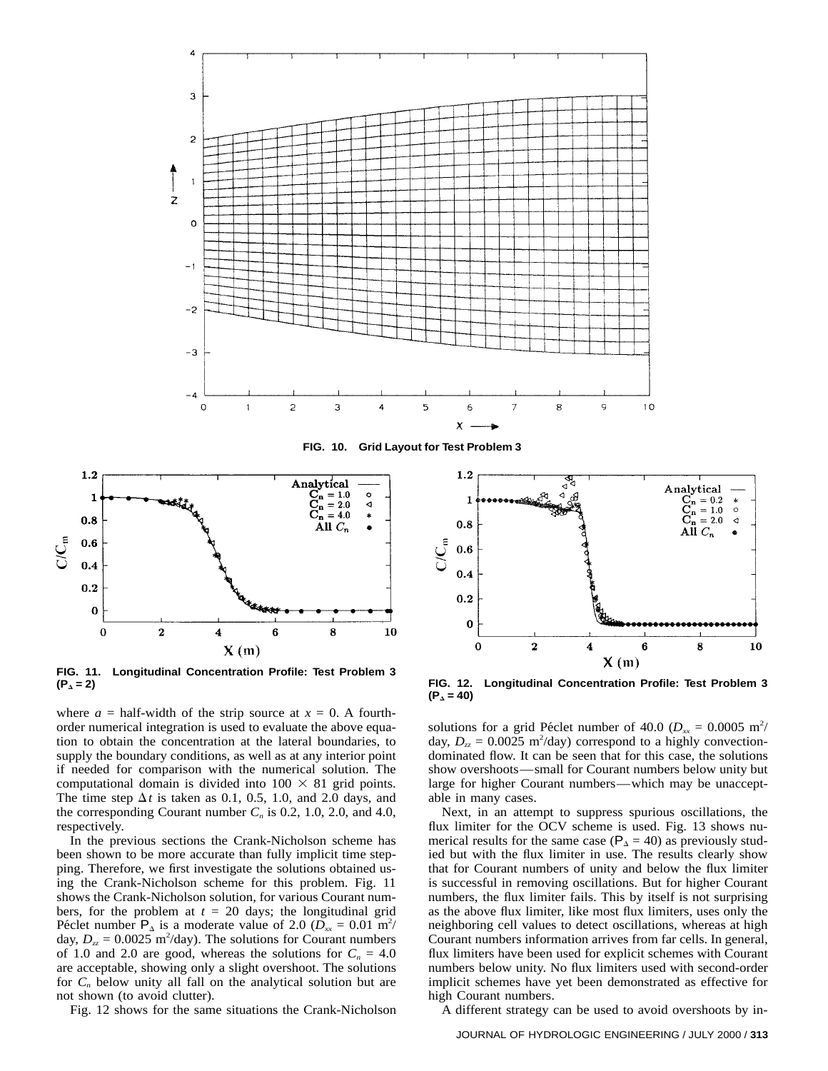FIG. 10. Grid Layout for Test Problem 3

FIG. 11. Longitudinal Concentration Profile: Test Problem 3 ($P_\Delta = 2$)

FIG. 12. Longitudinal Concentration Profile: Test Problem 3 ($P_\Delta = 40$)

where $a$ = half-width of the strip source at $x = 0$. A fourth-order numerical integration is used to evaluate the above equation to obtain the concentration at the lateral boundaries, to supply the boundary conditions, as well as at any interior point if needed for comparison with the numerical solution. The computational domain is divided into $100 \times 81$ grid points. The time step $\Delta t$ is taken as 0.1, 0.5, 1.0, and 2.0 days, and the corresponding Courant number $C_n$ is 0.2, 1.0, 2.0, and 4.0, respectively.

In the previous sections the Crank-Nicholson scheme has been shown to be more accurate than fully implicit time stepping. Therefore, we first investigate the solutions obtained using the Crank-Nicholson scheme for this problem. Fig. 11 shows the Crank-Nicholson solution, for various Courant numbers, for the problem at $t$ = 20 days; the longitudinal grid Péclet number $P_\Delta$ is a moderate value of 2.0 ($D_{xx}$ = 0.01 m$^2$/day, $D_{zz}$ = 0.0025 m$^2$/day). The solutions for Courant numbers of 1.0 and 2.0 are good, whereas the solutions for $C_n$ = 4.0 are acceptable, showing only a slight overshoot. The solutions for $C_n$ below unity all fall on the analytical solution but are not shown (to avoid clutter).

Fig. 12 shows for the same situations the Crank-Nicholson solutions for a grid Péclet number of 40.0 ($D_{xx}$ = 0.0005 m$^2$/day, $D_{zz}$ = 0.0025 m$^2$/day) correspond to a highly convection-dominated flow. It can be seen that for this case, the solutions show overshoots—small for Courant numbers below unity but large for higher Courant numbers—which may be unacceptable in many cases.

Next, in an attempt to suppress spurious oscillations, the flux limiter for the OCV scheme is used. Fig. 13 shows numerical results for the same case ($P_\Delta$ = 40) as previously studied but with the flux limiter in use. The results clearly show that for Courant numbers of unity and below the flux limiter is successful in removing oscillations. But for higher Courant numbers, the flux limiter fails. This by itself is not surprising as the above flux limiter, like most flux limiters, uses only the neighboring cell values to detect oscillations, whereas at high Courant numbers information arrives from far cells. In general, flux limiters have been used for explicit schemes with Courant numbers below unity. No flux limiters used with second-order implicit schemes have yet been demonstrated as effective for high Courant numbers.

A different strategy can be used to avoid overshoots by in-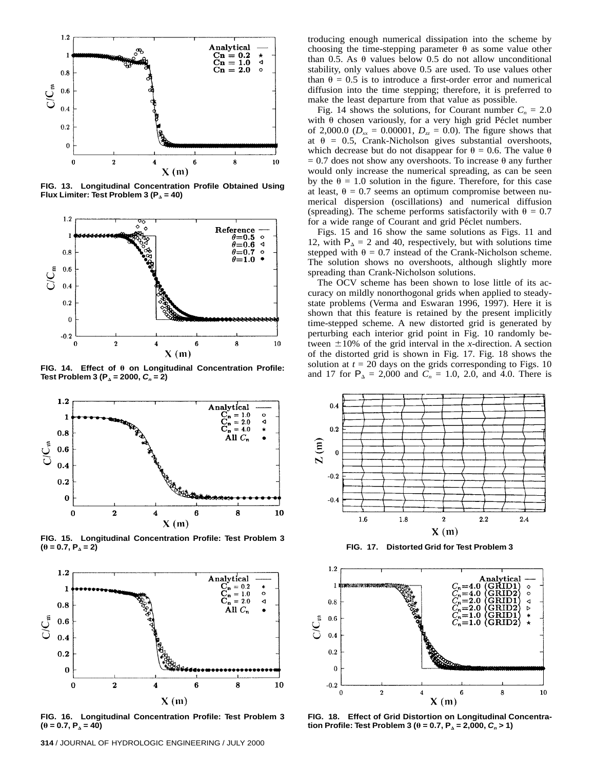FIG. 13. Longitudinal Concentration Profile Obtained Using Flux Limiter: Test Problem 3 ($P_\Delta = 40$)

FIG. 14. Effect of $\theta$ on Longitudinal Concentration Profile: Test Problem 3 ($P_\Delta = 2000$, $C_n = 2$)

FIG. 15. Longitudinal Concentration Profile: Test Problem 3 ($\theta = 0.7$, $P_\Delta = 2$)

FIG. 16. Longitudinal Concentration Profile: Test Problem 3 ($\theta = 0.7$, $P_\Delta = 40$)

troducing enough numerical dissipation into the scheme by choosing the time-stepping parameter $\theta$ as some value other than 0.5. As $\theta$ values below 0.5 do not allow unconditional stability, only values above 0.5 are used. To use values other than $\theta = 0.5$ is to introduce a first-order error and numerical diffusion into the time stepping; therefore, it is preferred to make the least departure from that value as possible.

Fig. 14 shows the solutions, for Courant number $C_n = 2.0$ with $\theta$ chosen variously, for a very high grid Péclet number of 2,000.0 ($D_{xx} = 0.00001$, $D_{zz} = 0.0$). The figure shows that at $\theta = 0.5$, Crank-Nicholson gives substantial overshoots, which decrease but do not disappear for $\theta = 0.6$. The value $\theta = 0.7$ does not show any overshoots. To increase $\theta$ any further would only increase the numerical spreading, as can be seen by the $\theta = 1.0$ solution in the figure. Therefore, for this case at least, $\theta = 0.7$ seems an optimum compromise between numerical dispersion (oscillations) and numerical diffusion (spreading). The scheme performs satisfactorily with $\theta = 0.7$ for a wide range of Courant and grid Péclet numbers.

Figs. 15 and 16 show the same solutions as Figs. 11 and 12, with $P_\Delta = 2$ and 40, respectively, but with solutions time stepped with $\theta = 0.7$ instead of the Crank-Nicholson scheme. The solution shows no overshoots, although slightly more spreading than Crank-Nicholson solutions.

The OCV scheme has been shown to lose little of its accuracy on mildly nonorthogonal grids when applied to steady-state problems (Verma and Eswaran 1996, 1997). Here it is shown that this feature is retained by the present implicitly time-stepped scheme. A new distorted grid is generated by perturbing each interior grid point in Fig. 10 randomly between $\pm 10\%$ of the grid interval in the $x$-direction. A section of the distorted grid is shown in Fig. 17. Fig. 18 shows the solution at $t = 20$ days on the grids corresponding to Figs. 10 and 17 for $P_\Delta = 2{,}000$ and $C_n = 1.0$, 2.0, and 4.0. There is

FIG. 17. Distorted Grid for Test Problem 3

FIG. 18. Effect of Grid Distortion on Longitudinal Concentration Profile: Test Problem 3 ($\theta = 0.7$, $P_\Delta = 2{,}000$, $C_n > 1$)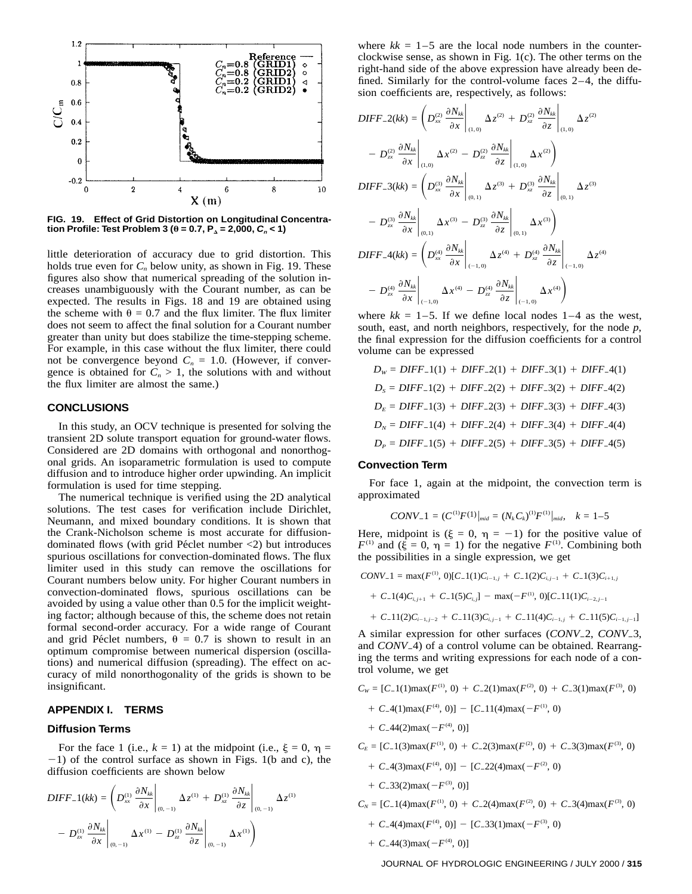FIG. 19. Effect of Grid Distortion on Longitudinal Concentration Profile: Test Problem 3 ($\theta = 0.7$, $P_\Delta = 2{,}000$, $C_n < 1$)

little deterioration of accuracy due to grid distortion. This holds true even for $C_n$ below unity, as shown in Fig. 19. These figures also show that numerical spreading of the solution increases unambiguously with the Courant number, as can be expected. The results in Figs. 18 and 19 are obtained using the scheme with $\theta = 0.7$ and the flux limiter. The flux limiter does not seem to affect the final solution for a Courant number greater than unity but does stabilize the time-stepping scheme. For example, in this case without the flux limiter, there could not be convergence beyond $C_n = 1.0$. (However, if convergence is obtained for $C_n > 1$, the solutions with and without the flux limiter are almost the same.)

## CONCLUSIONS

In this study, an OCV technique is presented for solving the transient 2D solute transport equation for ground-water flows. Considered are 2D domains with orthogonal and nonorthogonal grids. An isoparametric formulation is used to compute diffusion and to introduce higher order upwinding. An implicit formulation is used for time stepping.

The numerical technique is verified using the 2D analytical solutions. The test cases for verification include Dirichlet, Neumann, and mixed boundary conditions. It is shown that the Crank-Nicholson scheme is most accurate for diffusion-dominated flows (with grid Péclet number <2) but introduces spurious oscillations for convection-dominated flows. The flux limiter used in this study can remove the oscillations for Courant numbers below unity. For higher Courant numbers in convection-dominated flows, spurious oscillations can be avoided by using a value other than 0.5 for the implicit weighting factor; although because of this, the scheme does not retain formal second-order accuracy. For a wide range of Courant and grid Péclet numbers, $\theta = 0.7$ is shown to result in an optimum compromise between numerical dispersion (oscillations) and numerical diffusion (spreading). The effect on accuracy of mild nonorthogonality of the grids is shown to be insignificant.

## APPENDIX I. TERMS

### Diffusion Terms

For the face 1 (i.e., $k = 1$) at the midpoint (i.e., $\xi = 0$, $\eta = -1$) of the control surface as shown in Figs. 1(b and c), the diffusion coefficients are shown below

$$DIFF\_1(kk) = \left( D_{xx}^{(1)} \frac{\partial N_{kk}}{\partial x}\bigg|_{(0,-1)} \Delta z^{(1)} + D_{xz}^{(1)} \frac{\partial N_{kk}}{\partial z}\bigg|_{(0,-1)} \Delta z^{(1)} - D_{zx}^{(1)} \frac{\partial N_{kk}}{\partial x}\bigg|_{(0,-1)} \Delta x^{(1)} - D_{zz}^{(1)} \frac{\partial N_{kk}}{\partial z}\bigg|_{(0,-1)} \Delta x^{(1)} \right)$$

where $kk = 1$–5 are the local node numbers in the counterclockwise sense, as shown in Fig. 1(c). The other terms on the right-hand side of the above expression have already been defined. Similarly for the control-volume faces 2–4, the diffusion coefficients are, respectively, as follows:

$$DIFF\_2(kk) = \left( D_{xx}^{(2)} \frac{\partial N_{kk}}{\partial x}\bigg|_{(1,0)} \Delta z^{(2)} + D_{xz}^{(2)} \frac{\partial N_{kk}}{\partial z}\bigg|_{(1,0)} \Delta z^{(2)} - D_{zx}^{(2)} \frac{\partial N_{kk}}{\partial x}\bigg|_{(1,0)} \Delta x^{(2)} - D_{zz}^{(2)} \frac{\partial N_{kk}}{\partial z}\bigg|_{(1,0)} \Delta x^{(2)} \right)$$

$$DIFF\_3(kk) = \left( D_{xx}^{(3)} \frac{\partial N_{kk}}{\partial x}\bigg|_{(0,1)} \Delta z^{(3)} + D_{xz}^{(3)} \frac{\partial N_{kk}}{\partial z}\bigg|_{(0,1)} \Delta z^{(3)} - D_{zx}^{(3)} \frac{\partial N_{kk}}{\partial x}\bigg|_{(0,1)} \Delta x^{(3)} - D_{zz}^{(3)} \frac{\partial N_{kk}}{\partial z}\bigg|_{(0,1)} \Delta x^{(3)} \right)$$

$$DIFF\_4(kk) = \left( D_{xx}^{(4)} \frac{\partial N_{kk}}{\partial x}\bigg|_{(-1,0)} \Delta z^{(4)} + D_{xz}^{(4)} \frac{\partial N_{kk}}{\partial z}\bigg|_{(-1,0)} \Delta z^{(4)} - D_{zx}^{(4)} \frac{\partial N_{kk}}{\partial x}\bigg|_{(-1,0)} \Delta x^{(4)} - D_{zz}^{(4)} \frac{\partial N_{kk}}{\partial z}\bigg|_{(-1,0)} \Delta x^{(4)} \right)$$

where $kk = 1$–5. If we define local nodes 1–4 as the west, south, east, and north neighbors, respectively, for the node $p$, the final expression for the diffusion coefficients for a control volume can be expressed

$$D_W = DIFF\_1(1) + DIFF\_2(1) + DIFF\_3(1) + DIFF\_4(1)$$

$$D_S = DIFF\_1(2) + DIFF\_2(2) + DIFF\_3(2) + DIFF\_4(2)$$

$$D_E = DIFF\_1(3) + DIFF\_2(3) + DIFF\_3(3) + DIFF\_4(3)$$

$$D_N = DIFF\_1(4) + DIFF\_2(4) + DIFF\_3(4) + DIFF\_4(4)$$

$$D_P = DIFF\_1(5) + DIFF\_2(5) + DIFF\_3(5) + DIFF\_4(5)$$

### Convection Term

For face 1, again at the midpoint, the convection term is approximated

$$CONV\_1 = (C^{(1)}F^{(1)}|_{mid} = (N_k C_k)^{(1)} F^{(1)}|_{mid}, \quad k = 1\text{–}5$$

Here, midpoint is ($\xi = 0$, $\eta = -1$) for the positive value of $F^{(1)}$ and ($\xi = 0$, $\eta = 1$) for the negative $F^{(1)}$. Combining both the possibilities in a single expression, we get

$$CONV\_1 = \max(F^{(1)}, 0)[C\_1(1)C_{i-1,j} + C\_1(2)C_{i,j-1} + C\_1(3)C_{i+1,j} + C\_1(4)C_{i,j+1} + C\_1(5)C_{i,j}] - \max(-F^{(1)}, 0)[C\_11(1)C_{i-2,j-1} + C\_11(2)C_{i-1,j-2} + C\_11(3)C_{i,j-1} + C\_11(4)C_{i-1,j} + C\_11(5)C_{i-1,j-1}]$$

A similar expression for other surfaces ($CONV\_2$, $CONV\_3$, and $CONV\_4$) of a control volume can be obtained. Rearranging the terms and writing expressions for each node of a control volume, we get

$$C_W = [C\_1(1)\max(F^{(1)}, 0) + C\_2(1)\max(F^{(2)}, 0) + C\_3(1)\max(F^{(3)}, 0) + C\_4(1)\max(F^{(4)}, 0)] - [C\_11(4)\max(-F^{(1)}, 0) + C\_44(2)\max(-F^{(4)}, 0)]$$

$$C_E = [C\_1(3)\max(F^{(1)}, 0) + C\_2(3)\max(F^{(2)}, 0) + C\_3(3)\max(F^{(3)}, 0) + C\_4(3)\max(F^{(4)}, 0)] - [C\_22(4)\max(-F^{(2)}, 0) + C\_33(2)\max(-F^{(3)}, 0)]$$

$$C_N = [C\_1(4)\max(F^{(1)}, 0) + C\_2(4)\max(F^{(2)}, 0) + C\_3(4)\max(F^{(3)}, 0) + C\_4(4)\max(F^{(4)}, 0)] - [C\_33(1)\max(-F^{(3)}, 0) + C\_44(3)\max(-F^{(4)}, 0)]$$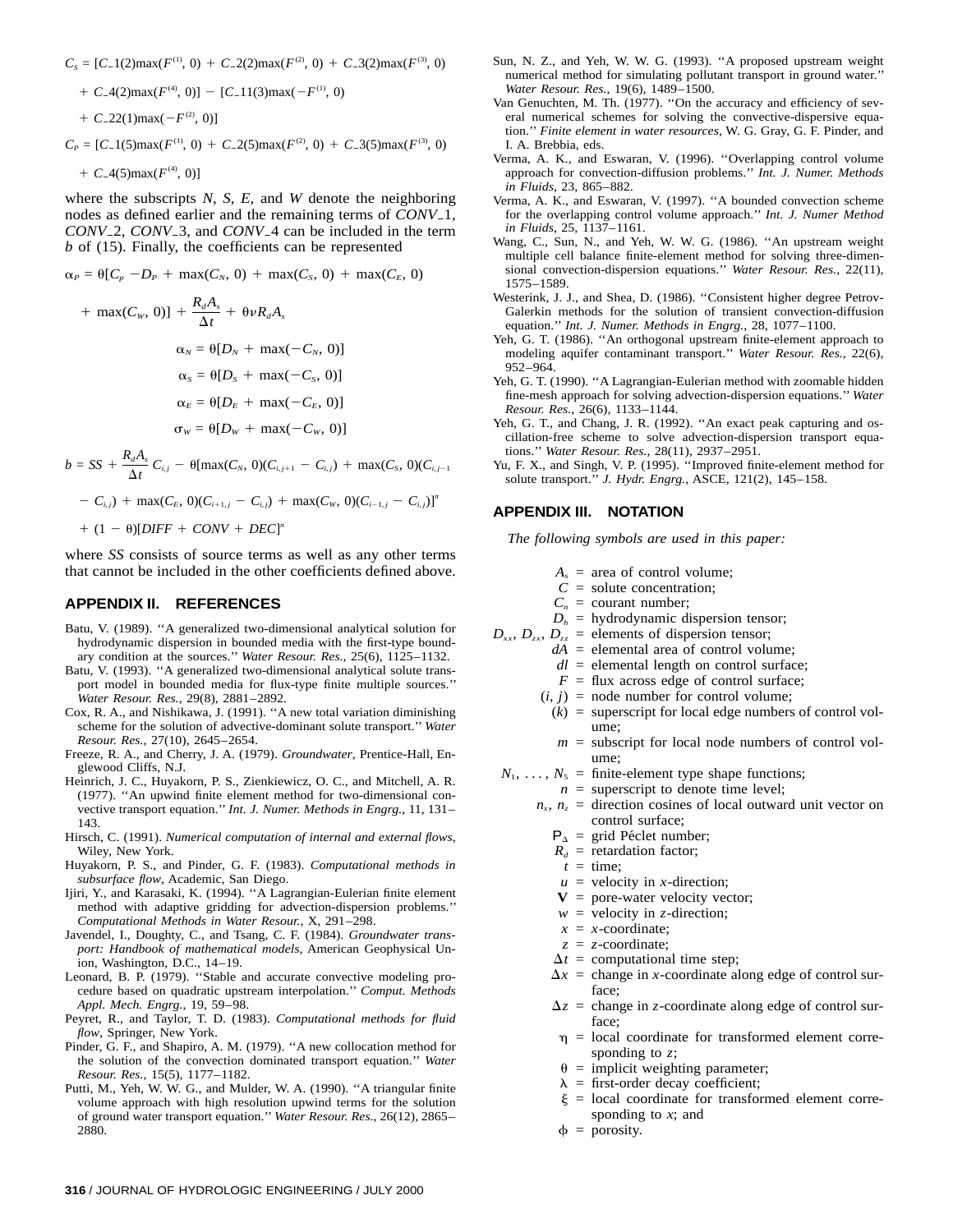$$C_S = [C\_1(2)\max(F^{(1)}, 0) + C\_2(2)\max(F^{(2)}, 0) + C\_3(2)\max(F^{(3)}, 0) + C\_4(2)\max(F^{(4)}, 0)] - [C\_11(3)\max(-F^{(1)}, 0) + C\_22(1)\max(-F^{(2)}, 0)]$$

$$C_P = [C\_1(5)\max(F^{(1)}, 0) + C\_2(5)\max(F^{(2)}, 0) + C\_3(5)\max(F^{(3)}, 0) + C\_4(5)\max(F^{(4)}, 0)]$$

where the subscripts $N$, $S$, $E$, and $W$ denote the neighboring nodes as defined earlier and the remaining terms of $CONV\_1$, $CONV\_2$, $CONV\_3$, and $CONV\_4$ can be included in the term $b$ of (15). Finally, the coefficients can be represented

$$\alpha_P = \theta[C_p - D_P + \max(C_N, 0) + \max(C_S, 0) + \max(C_E, 0) + \max(C_W, 0)] + \frac{R_d A_s}{\Delta t} + \theta \nu R_d A_s$$

$$\alpha_N = \theta[D_N + \max(-C_N, 0)]$$

$$\alpha_S = \theta[D_S + \max(-C_S, 0)]$$

$$\alpha_E = \theta[D_E + \max(-C_E, 0)]$$

$$\sigma_W = \theta[D_W + \max(-C_W, 0)]$$

$$b = SS + \frac{R_d A_s}{\Delta t} C_{i,j} - \theta[\max(C_N, 0)(C_{i,j+1} - C_{i,j}) + \max(C_S, 0)(C_{i,j-1} - C_{i,j}) + \max(C_E, 0)(C_{i+1,j} - C_{i,j}) + \max(C_W, 0)(C_{i-1,j} - C_{i,j})]^n + (1 - \theta)[DIFF + CONV + DEC]^n$$

where $SS$ consists of source terms as well as any other terms that cannot be included in the other coefficients defined above.

## APPENDIX II. REFERENCES

Batu, V. (1989). ''A generalized two-dimensional analytical solution for hydrodynamic dispersion in bounded media with the first-type boundary condition at the sources.'' *Water Resour. Res.*, 25(6), 1125–1132.

Batu, V. (1993). ''A generalized two-dimensional analytical solute transport model in bounded media for flux-type finite multiple sources.'' *Water Resour. Res.*, 29(8), 2881–2892.

Cox, R. A., and Nishikawa, J. (1991). ''A new total variation diminishing scheme for the solution of advective-dominant solute transport.'' *Water Resour. Res.*, 27(10), 2645–2654.

Freeze, R. A., and Cherry, J. A. (1979). *Groundwater*, Prentice-Hall, Englewood Cliffs, N.J.

Heinrich, J. C., Huyakorn, P. S., Zienkiewicz, O. C., and Mitchell, A. R. (1977). ''An upwind finite element method for two-dimensional convective transport equation.'' *Int. J. Numer. Methods in Engrg.*, 11, 131–143.

Hirsch, C. (1991). *Numerical computation of internal and external flows*, Wiley, New York.

Huyakorn, P. S., and Pinder, G. F. (1983). *Computational methods in subsurface flow*, Academic, San Diego.

Ijiri, Y., and Karasaki, K. (1994). ''A Lagrangian-Eulerian finite element method with adaptive gridding for advection-dispersion problems.'' *Computational Methods in Water Resour.*, X, 291–298.

Javendel, I., Doughty, C., and Tsang, C. F. (1984). *Groundwater transport: Handbook of mathematical models*, American Geophysical Union, Washington, D.C., 14–19.

Leonard, B. P. (1979). ''Stable and accurate convective modeling procedure based on quadratic upstream interpolation.'' *Comput. Methods Appl. Mech. Engrg.*, 19, 59–98.

Peyret, R., and Taylor, T. D. (1983). *Computational methods for fluid flow*, Springer, New York.

Pinder, G. F., and Shapiro, A. M. (1979). ''A new collocation method for the solution of the convection dominated transport equation.'' *Water Resour. Res.*, 15(5), 1177–1182.

Putti, M., Yeh, W. W. G., and Mulder, W. A. (1990). ''A triangular finite volume approach with high resolution upwind terms for the solution of ground water transport equation.'' *Water Resour. Res.*, 26(12), 2865–2880.

Sun, N. Z., and Yeh, W. W. G. (1993). ''A proposed upstream weight numerical method for simulating pollutant transport in ground water.'' *Water Resour. Res.*, 19(6), 1489–1500.

Van Genuchten, M. Th. (1977). ''On the accuracy and efficiency of several numerical schemes for solving the convective-dispersive equation.'' *Finite element in water resources*, W. G. Gray, G. F. Pinder, and I. A. Brebbia, eds.

Verma, A. K., and Eswaran, V. (1996). ''Overlapping control volume approach for convection-diffusion problems.'' *Int. J. Numer. Methods in Fluids*, 23, 865–882.

Verma, A. K., and Eswaran, V. (1997). ''A bounded convection scheme for the overlapping control volume approach.'' *Int. J. Numer Method in Fluids*, 25, 1137–1161.

Wang, C., Sun, N., and Yeh, W. W. G. (1986). ''An upstream weight multiple cell balance finite-element method for solving three-dimensional convection-dispersion equations.'' *Water Resour. Res.*, 22(11), 1575–1589.

Westerink, J. J., and Shea, D. (1986). ''Consistent higher degree Petrov-Galerkin methods for the solution of transient convection-diffusion equation.'' *Int. J. Numer. Methods in Engrg.*, 28, 1077–1100.

Yeh, G. T. (1986). ''An orthogonal upstream finite-element approach to modeling aquifer contaminant transport.'' *Water Resour. Res.*, 22(6), 952–964.

Yeh, G. T. (1990). ''A Lagrangian-Eulerian method with zoomable hidden fine-mesh approach for solving advection-dispersion equations.'' *Water Resour. Res.*, 26(6), 1133–1144.

Yeh, G. T., and Chang, J. R. (1992). ''An exact peak capturing and oscillation-free scheme to solve advection-dispersion transport equations.'' *Water Resour. Res.*, 28(11), 2937–2951.

Yu, F. X., and Singh, V. P. (1995). ''Improved finite-element method for solute transport.'' *J. Hydr. Engrg.*, ASCE, 121(2), 145–158.

## APPENDIX III. NOTATION

*The following symbols are used in this paper:*

- $A_s$ = area of control volume;
- $C$ = solute concentration;
- $C_n$ = courant number;
- $D_h$ = hydrodynamic dispersion tensor;
- $D_{xx}$, $D_{zx}$, $D_{zz}$ = elements of dispersion tensor;
- $dA$ = elemental area of control volume;
- $dl$ = elemental length on control surface;
- $F$ = flux across edge of control surface;
- $(i, j)$ = node number for control volume;
- $(k)$ = superscript for local edge numbers of control volume;
- $m$ = subscript for local node numbers of control volume;
- $N_1, \ldots, N_5$ = finite-element type shape functions;
- $n$ = superscript to denote time level;
- $n_x$, $n_z$ = direction cosines of local outward unit vector on control surface;
- $P_\Delta$ = grid Péclet number;
- $R_d$ = retardation factor;
- $t$ = time;
- $u$ = velocity in $x$-direction;
- $\mathbf{V}$ = pore-water velocity vector;
- $w$ = velocity in $z$-direction;
- $x$ = $x$-coordinate;
- $z$ = $z$-coordinate;
- $\Delta t$ = computational time step;
- $\Delta x$ = change in $x$-coordinate along edge of control surface;
- $\Delta z$ = change in $z$-coordinate along edge of control surface;
- $\eta$ = local coordinate for transformed element corresponding to $z$;
- $\theta$ = implicit weighting parameter;
- $\lambda$ = first-order decay coefficient;
- $\xi$ = local coordinate for transformed element corresponding to $x$; and
- $\phi$ = porosity.